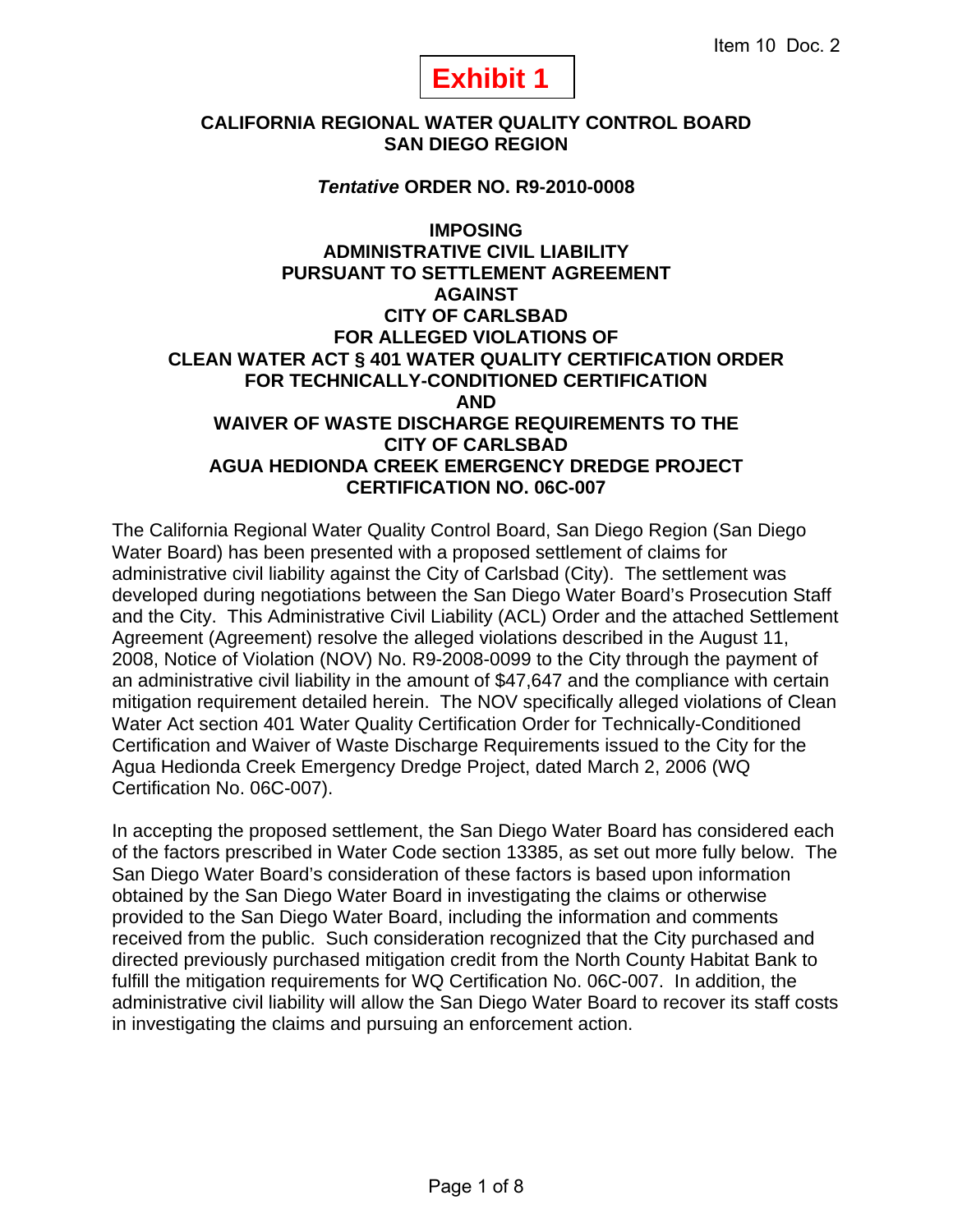Item 10 Doc. 2

**Exhibit 1**

# CALIFORNIA REGIONAL WATER QUALITY CONTROL BOARD SAN DIEGO REGION

## *Tentative* ORDER NO. R9-2010-0008

## IMPOSING ADMINISTRATIVE CIVIL LIABILITY PURSUANT TO SETTLEMENT AGREEMENT AGAINST CITY OF CARLSBAD FOR ALLEGED VIOLATIONS OF CLEAN WATER ACT § 401 WATER QUALITY CERTIFICATION ORDER FOR TECHNICALLY-CONDITIONED CERTIFICATION AND WAIVER OF WASTE DISCHARGE REQUIREMENTS TO THE CITY OF CARLSBAD AGUA HEDIONDA CREEK EMERGENCY DREDGE PROJECT CERTIFICATION NO. 06C-007

The California Regional Water Quality Control Board, San Diego Region (San Diego Water Board) has been presented with a proposed settlement of claims for administrative civil liability against the City of Carlsbad (City). The settlement was developed during negotiations between the San Diego Water Board's Prosecution Staff and the City. This Administrative Civil Liability (ACL) Order and the attached Settlement Agreement (Agreement) resolve the alleged violations described in the August 11, 2008, Notice of Violation (NOV) No. R9-2008-0099 to the City through the payment of an administrative civil liability in the amount of $47,647 and the compliance with certain mitigation requirement detailed herein. The NOV specifically alleged violations of Clean Water Act section 401 Water Quality Certification Order for Technically-Conditioned Certification and Waiver of Waste Discharge Requirements issued to the City for the Agua Hedionda Creek Emergency Dredge Project, dated March 2, 2006 (WQ Certification No. 06C-007).

In accepting the proposed settlement, the San Diego Water Board has considered each of the factors prescribed in Water Code section 13385, as set out more fully below. The San Diego Water Board's consideration of these factors is based upon information obtained by the San Diego Water Board in investigating the claims or otherwise provided to the San Diego Water Board, including the information and comments received from the public. Such consideration recognized that the City purchased and directed previously purchased mitigation credit from the North County Habitat Bank to fulfill the mitigation requirements for WQ Certification No. 06C-007. In addition, the administrative civil liability will allow the San Diego Water Board to recover its staff costs in investigating the claims and pursuing an enforcement action.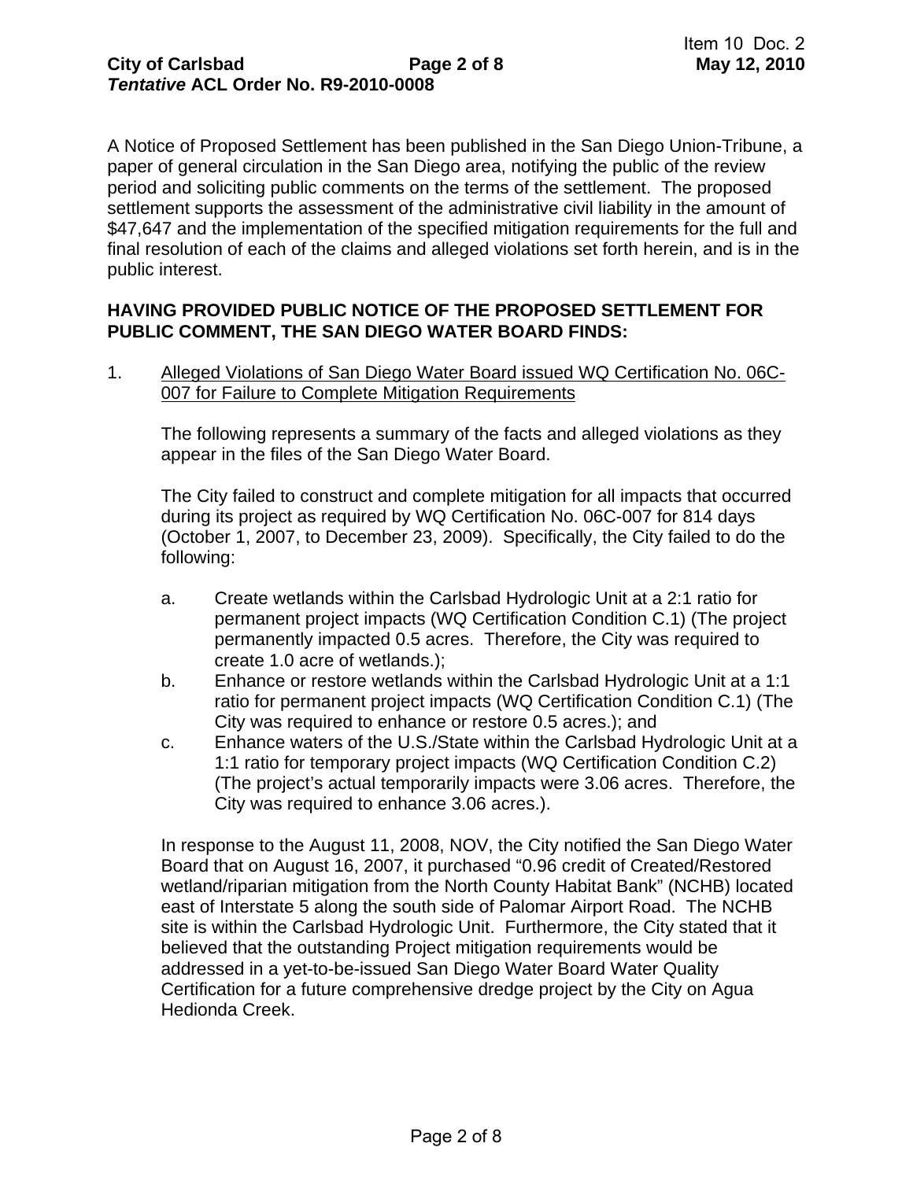A Notice of Proposed Settlement has been published in the San Diego Union-Tribune, a paper of general circulation in the San Diego area, notifying the public of the review period and soliciting public comments on the terms of the settlement. The proposed settlement supports the assessment of the administrative civil liability in the amount of $47,647 and the implementation of the specified mitigation requirements for the full and final resolution of each of the claims and alleged violations set forth herein, and is in the public interest.

**HAVING PROVIDED PUBLIC NOTICE OF THE PROPOSED SETTLEMENT FOR PUBLIC COMMENT, THE SAN DIEGO WATER BOARD FINDS:**

1. <u>Alleged Violations of San Diego Water Board issued WQ Certification No. 06C-007 for Failure to Complete Mitigation Requirements</u>

   The following represents a summary of the facts and alleged violations as they appear in the files of the San Diego Water Board.

   The City failed to construct and complete mitigation for all impacts that occurred during its project as required by WQ Certification No. 06C-007 for 814 days (October 1, 2007, to December 23, 2009). Specifically, the City failed to do the following:

   a. Create wetlands within the Carlsbad Hydrologic Unit at a 2:1 ratio for permanent project impacts (WQ Certification Condition C.1) (The project permanently impacted 0.5 acres. Therefore, the City was required to create 1.0 acre of wetlands.);
   b. Enhance or restore wetlands within the Carlsbad Hydrologic Unit at a 1:1 ratio for permanent project impacts (WQ Certification Condition C.1) (The City was required to enhance or restore 0.5 acres.); and
   c. Enhance waters of the U.S./State within the Carlsbad Hydrologic Unit at a 1:1 ratio for temporary project impacts (WQ Certification Condition C.2) (The project's actual temporarily impacts were 3.06 acres. Therefore, the City was required to enhance 3.06 acres.).

   In response to the August 11, 2008, NOV, the City notified the San Diego Water Board that on August 16, 2007, it purchased "0.96 credit of Created/Restored wetland/riparian mitigation from the North County Habitat Bank" (NCHB) located east of Interstate 5 along the south side of Palomar Airport Road. The NCHB site is within the Carlsbad Hydrologic Unit. Furthermore, the City stated that it believed that the outstanding Project mitigation requirements would be addressed in a yet-to-be-issued San Diego Water Board Water Quality Certification for a future comprehensive dredge project by the City on Agua Hedionda Creek.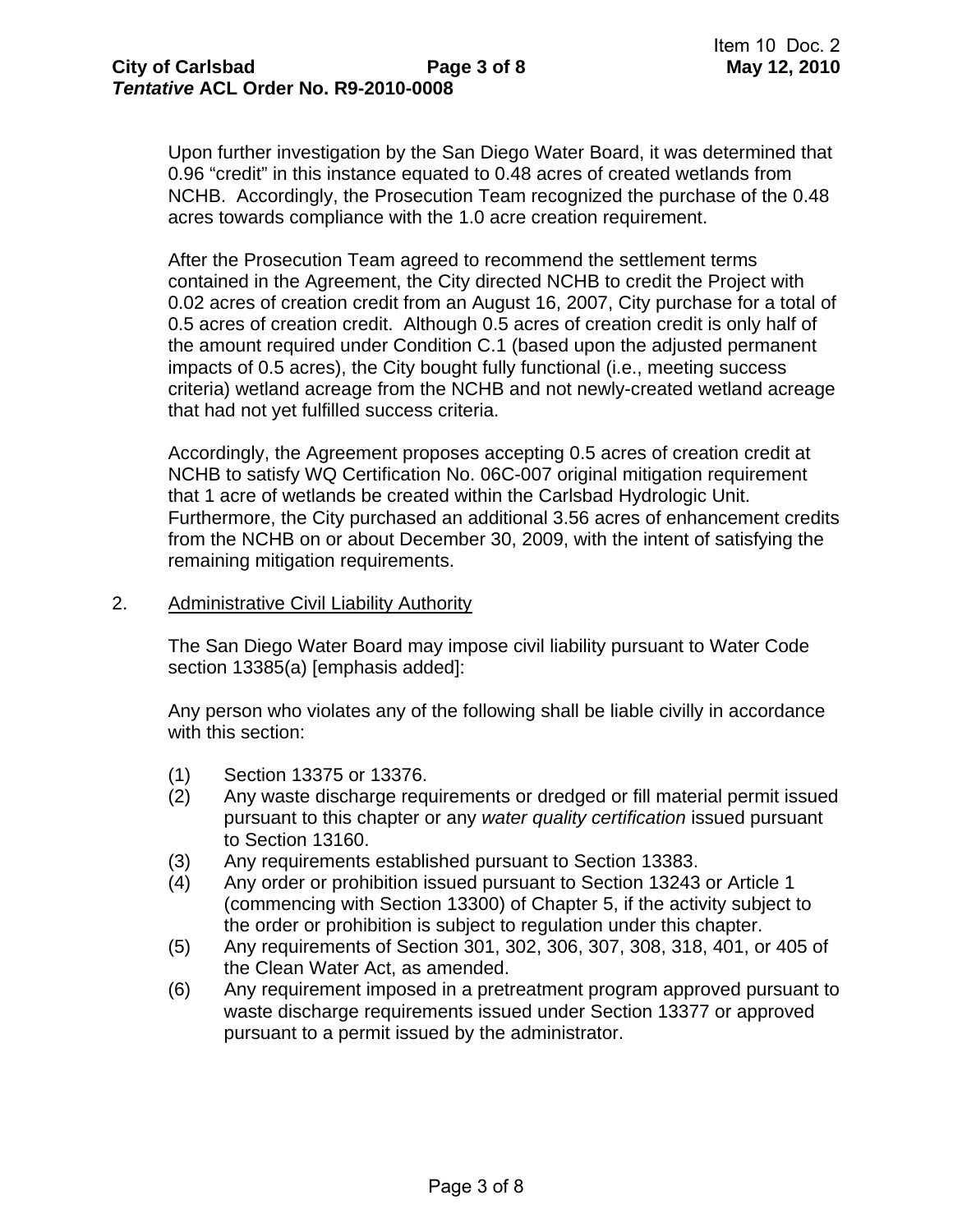Upon further investigation by the San Diego Water Board, it was determined that 0.96 "credit" in this instance equated to 0.48 acres of created wetlands from NCHB. Accordingly, the Prosecution Team recognized the purchase of the 0.48 acres towards compliance with the 1.0 acre creation requirement.

After the Prosecution Team agreed to recommend the settlement terms contained in the Agreement, the City directed NCHB to credit the Project with 0.02 acres of creation credit from an August 16, 2007, City purchase for a total of 0.5 acres of creation credit. Although 0.5 acres of creation credit is only half of the amount required under Condition C.1 (based upon the adjusted permanent impacts of 0.5 acres), the City bought fully functional (i.e., meeting success criteria) wetland acreage from the NCHB and not newly-created wetland acreage that had not yet fulfilled success criteria.

Accordingly, the Agreement proposes accepting 0.5 acres of creation credit at NCHB to satisfy WQ Certification No. 06C-007 original mitigation requirement that 1 acre of wetlands be created within the Carlsbad Hydrologic Unit. Furthermore, the City purchased an additional 3.56 acres of enhancement credits from the NCHB on or about December 30, 2009, with the intent of satisfying the remaining mitigation requirements.

2. Administrative Civil Liability Authority

The San Diego Water Board may impose civil liability pursuant to Water Code section 13385(a) [emphasis added]:

Any person who violates any of the following shall be liable civilly in accordance with this section:

(1) Section 13375 or 13376.
(2) Any waste discharge requirements or dredged or fill material permit issued pursuant to this chapter or any *water quality certification* issued pursuant to Section 13160.
(3) Any requirements established pursuant to Section 13383.
(4) Any order or prohibition issued pursuant to Section 13243 or Article 1 (commencing with Section 13300) of Chapter 5, if the activity subject to the order or prohibition is subject to regulation under this chapter.
(5) Any requirements of Section 301, 302, 306, 307, 308, 318, 401, or 405 of the Clean Water Act, as amended.
(6) Any requirement imposed in a pretreatment program approved pursuant to waste discharge requirements issued under Section 13377 or approved pursuant to a permit issued by the administrator.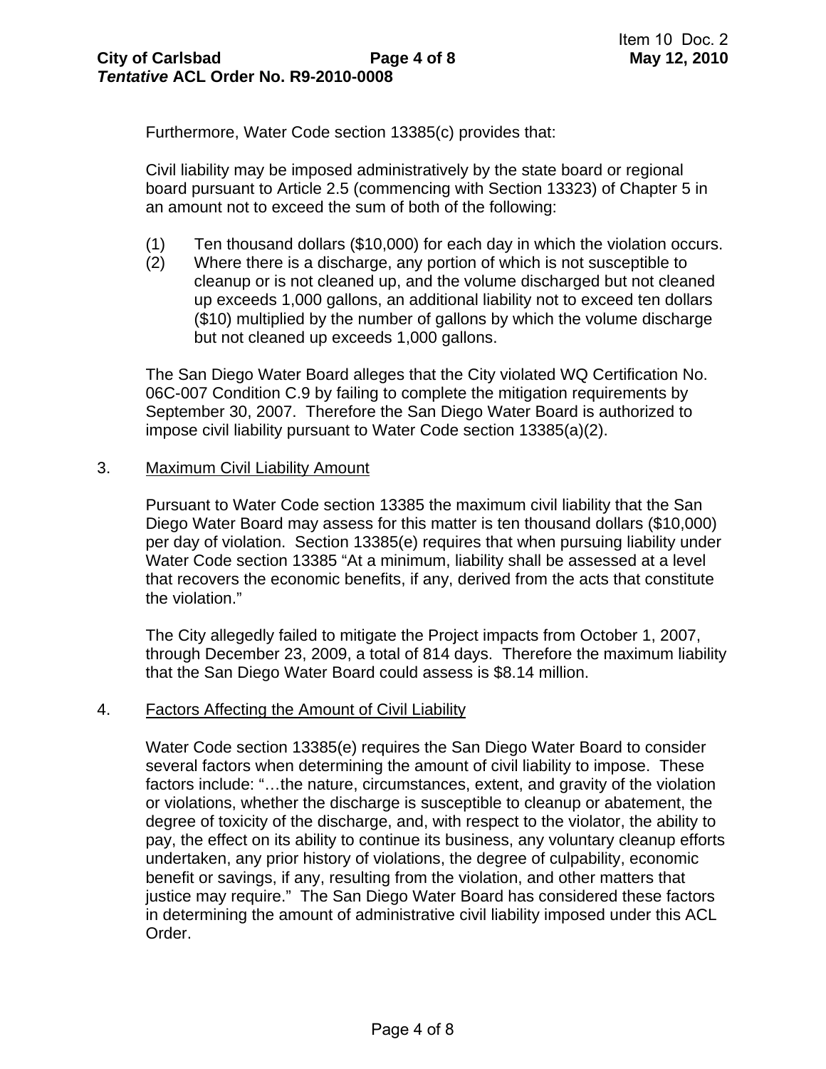Furthermore, Water Code section 13385(c) provides that:

Civil liability may be imposed administratively by the state board or regional board pursuant to Article 2.5 (commencing with Section 13323) of Chapter 5 in an amount not to exceed the sum of both of the following:

(1) Ten thousand dollars ($10,000) for each day in which the violation occurs.
(2) Where there is a discharge, any portion of which is not susceptible to cleanup or is not cleaned up, and the volume discharged but not cleaned up exceeds 1,000 gallons, an additional liability not to exceed ten dollars ($10) multiplied by the number of gallons by which the volume discharge but not cleaned up exceeds 1,000 gallons.

The San Diego Water Board alleges that the City violated WQ Certification No. 06C-007 Condition C.9 by failing to complete the mitigation requirements by September 30, 2007. Therefore the San Diego Water Board is authorized to impose civil liability pursuant to Water Code section 13385(a)(2).

3. <u>Maximum Civil Liability Amount</u>

Pursuant to Water Code section 13385 the maximum civil liability that the San Diego Water Board may assess for this matter is ten thousand dollars ($10,000) per day of violation. Section 13385(e) requires that when pursuing liability under Water Code section 13385 "At a minimum, liability shall be assessed at a level that recovers the economic benefits, if any, derived from the acts that constitute the violation."

The City allegedly failed to mitigate the Project impacts from October 1, 2007, through December 23, 2009, a total of 814 days. Therefore the maximum liability that the San Diego Water Board could assess is $8.14 million.

4. <u>Factors Affecting the Amount of Civil Liability</u>

Water Code section 13385(e) requires the San Diego Water Board to consider several factors when determining the amount of civil liability to impose. These factors include: "…the nature, circumstances, extent, and gravity of the violation or violations, whether the discharge is susceptible to cleanup or abatement, the degree of toxicity of the discharge, and, with respect to the violator, the ability to pay, the effect on its ability to continue its business, any voluntary cleanup efforts undertaken, any prior history of violations, the degree of culpability, economic benefit or savings, if any, resulting from the violation, and other matters that justice may require." The San Diego Water Board has considered these factors in determining the amount of administrative civil liability imposed under this ACL Order.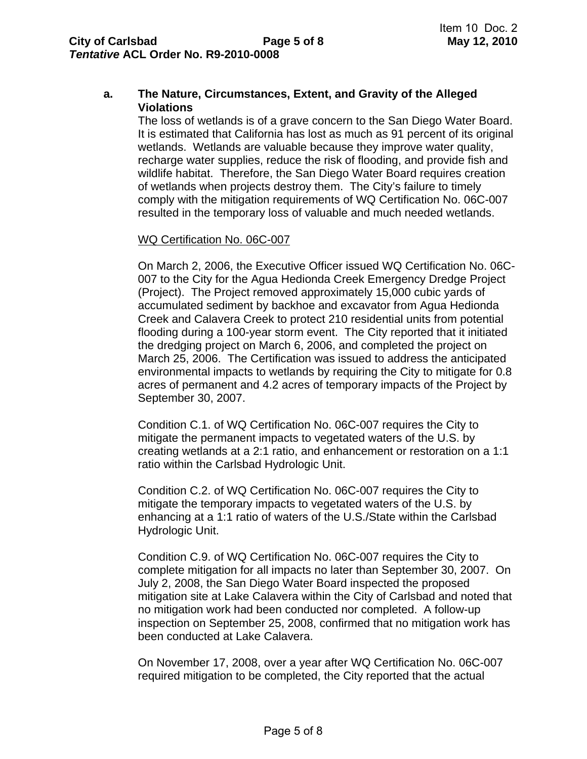**a. The Nature, Circumstances, Extent, and Gravity of the Alleged Violations**

The loss of wetlands is of a grave concern to the San Diego Water Board. It is estimated that California has lost as much as 91 percent of its original wetlands. Wetlands are valuable because they improve water quality, recharge water supplies, reduce the risk of flooding, and provide fish and wildlife habitat. Therefore, the San Diego Water Board requires creation of wetlands when projects destroy them. The City's failure to timely comply with the mitigation requirements of WQ Certification No. 06C-007 resulted in the temporary loss of valuable and much needed wetlands.

<u>WQ Certification No. 06C-007</u>

On March 2, 2006, the Executive Officer issued WQ Certification No. 06C-007 to the City for the Agua Hedionda Creek Emergency Dredge Project (Project). The Project removed approximately 15,000 cubic yards of accumulated sediment by backhoe and excavator from Agua Hedionda Creek and Calavera Creek to protect 210 residential units from potential flooding during a 100-year storm event. The City reported that it initiated the dredging project on March 6, 2006, and completed the project on March 25, 2006. The Certification was issued to address the anticipated environmental impacts to wetlands by requiring the City to mitigate for 0.8 acres of permanent and 4.2 acres of temporary impacts of the Project by September 30, 2007.

Condition C.1. of WQ Certification No. 06C-007 requires the City to mitigate the permanent impacts to vegetated waters of the U.S. by creating wetlands at a 2:1 ratio, and enhancement or restoration on a 1:1 ratio within the Carlsbad Hydrologic Unit.

Condition C.2. of WQ Certification No. 06C-007 requires the City to mitigate the temporary impacts to vegetated waters of the U.S. by enhancing at a 1:1 ratio of waters of the U.S./State within the Carlsbad Hydrologic Unit.

Condition C.9. of WQ Certification No. 06C-007 requires the City to complete mitigation for all impacts no later than September 30, 2007. On July 2, 2008, the San Diego Water Board inspected the proposed mitigation site at Lake Calavera within the City of Carlsbad and noted that no mitigation work had been conducted nor completed. A follow-up inspection on September 25, 2008, confirmed that no mitigation work has been conducted at Lake Calavera.

On November 17, 2008, over a year after WQ Certification No. 06C-007 required mitigation to be completed, the City reported that the actual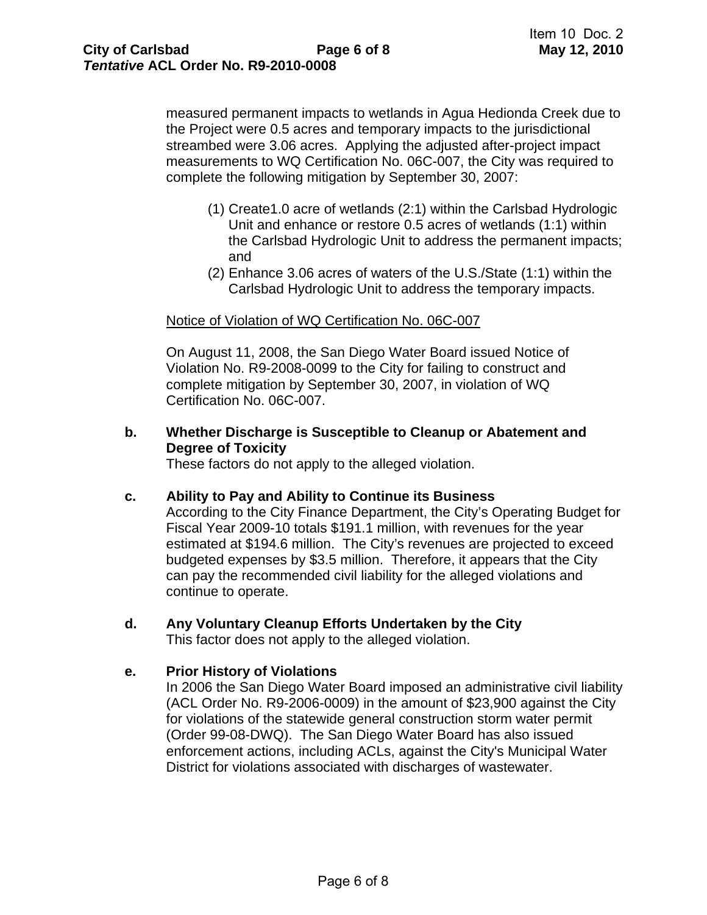measured permanent impacts to wetlands in Agua Hedionda Creek due to the Project were 0.5 acres and temporary impacts to the jurisdictional streambed were 3.06 acres. Applying the adjusted after-project impact measurements to WQ Certification No. 06C-007, the City was required to complete the following mitigation by September 30, 2007:

(1) Create1.0 acre of wetlands (2:1) within the Carlsbad Hydrologic Unit and enhance or restore 0.5 acres of wetlands (1:1) within the Carlsbad Hydrologic Unit to address the permanent impacts; and

(2) Enhance 3.06 acres of waters of the U.S./State (1:1) within the Carlsbad Hydrologic Unit to address the temporary impacts.

<u>Notice of Violation of WQ Certification No. 06C-007</u>

On August 11, 2008, the San Diego Water Board issued Notice of Violation No. R9-2008-0099 to the City for failing to construct and complete mitigation by September 30, 2007, in violation of WQ Certification No. 06C-007.

**b. Whether Discharge is Susceptible to Cleanup or Abatement and Degree of Toxicity**

These factors do not apply to the alleged violation.

**c. Ability to Pay and Ability to Continue its Business**

According to the City Finance Department, the City's Operating Budget for Fiscal Year 2009-10 totals $191.1 million, with revenues for the year estimated at $194.6 million. The City's revenues are projected to exceed budgeted expenses by $3.5 million. Therefore, it appears that the City can pay the recommended civil liability for the alleged violations and continue to operate.

**d. Any Voluntary Cleanup Efforts Undertaken by the City**

This factor does not apply to the alleged violation.

**e. Prior History of Violations**

In 2006 the San Diego Water Board imposed an administrative civil liability (ACL Order No. R9-2006-0009) in the amount of $23,900 against the City for violations of the statewide general construction storm water permit (Order 99-08-DWQ). The San Diego Water Board has also issued enforcement actions, including ACLs, against the City's Municipal Water District for violations associated with discharges of wastewater.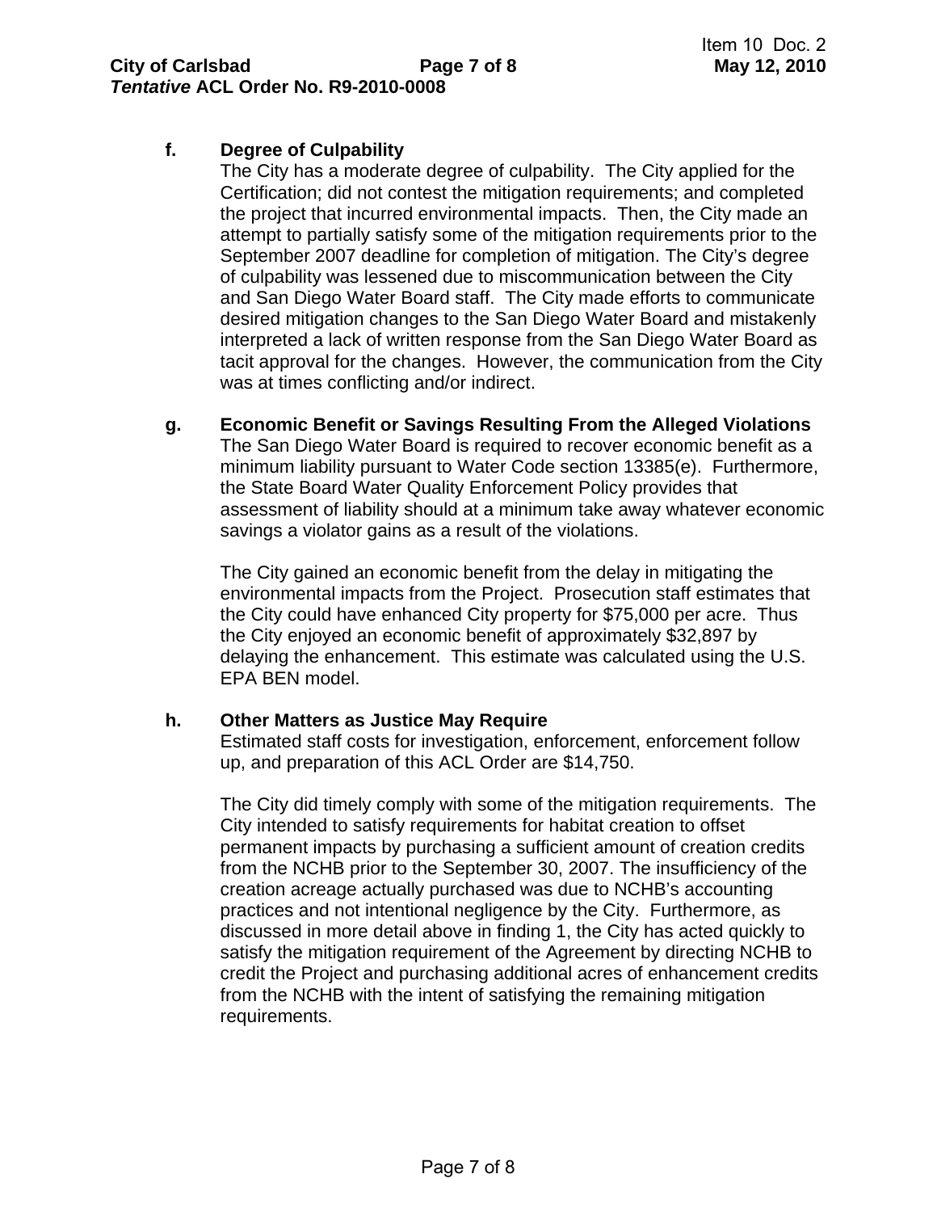**f. Degree of Culpability**

The City has a moderate degree of culpability. The City applied for the Certification; did not contest the mitigation requirements; and completed the project that incurred environmental impacts. Then, the City made an attempt to partially satisfy some of the mitigation requirements prior to the September 2007 deadline for completion of mitigation. The City's degree of culpability was lessened due to miscommunication between the City and San Diego Water Board staff. The City made efforts to communicate desired mitigation changes to the San Diego Water Board and mistakenly interpreted a lack of written response from the San Diego Water Board as tacit approval for the changes. However, the communication from the City was at times conflicting and/or indirect.

**g. Economic Benefit or Savings Resulting From the Alleged Violations**

The San Diego Water Board is required to recover economic benefit as a minimum liability pursuant to Water Code section 13385(e). Furthermore, the State Board Water Quality Enforcement Policy provides that assessment of liability should at a minimum take away whatever economic savings a violator gains as a result of the violations.

The City gained an economic benefit from the delay in mitigating the environmental impacts from the Project. Prosecution staff estimates that the City could have enhanced City property for $75,000 per acre. Thus the City enjoyed an economic benefit of approximately $32,897 by delaying the enhancement. This estimate was calculated using the U.S. EPA BEN model.

**h. Other Matters as Justice May Require**

Estimated staff costs for investigation, enforcement, enforcement follow up, and preparation of this ACL Order are $14,750.

The City did timely comply with some of the mitigation requirements. The City intended to satisfy requirements for habitat creation to offset permanent impacts by purchasing a sufficient amount of creation credits from the NCHB prior to the September 30, 2007. The insufficiency of the creation acreage actually purchased was due to NCHB's accounting practices and not intentional negligence by the City. Furthermore, as discussed in more detail above in finding 1, the City has acted quickly to satisfy the mitigation requirement of the Agreement by directing NCHB to credit the Project and purchasing additional acres of enhancement credits from the NCHB with the intent of satisfying the remaining mitigation requirements.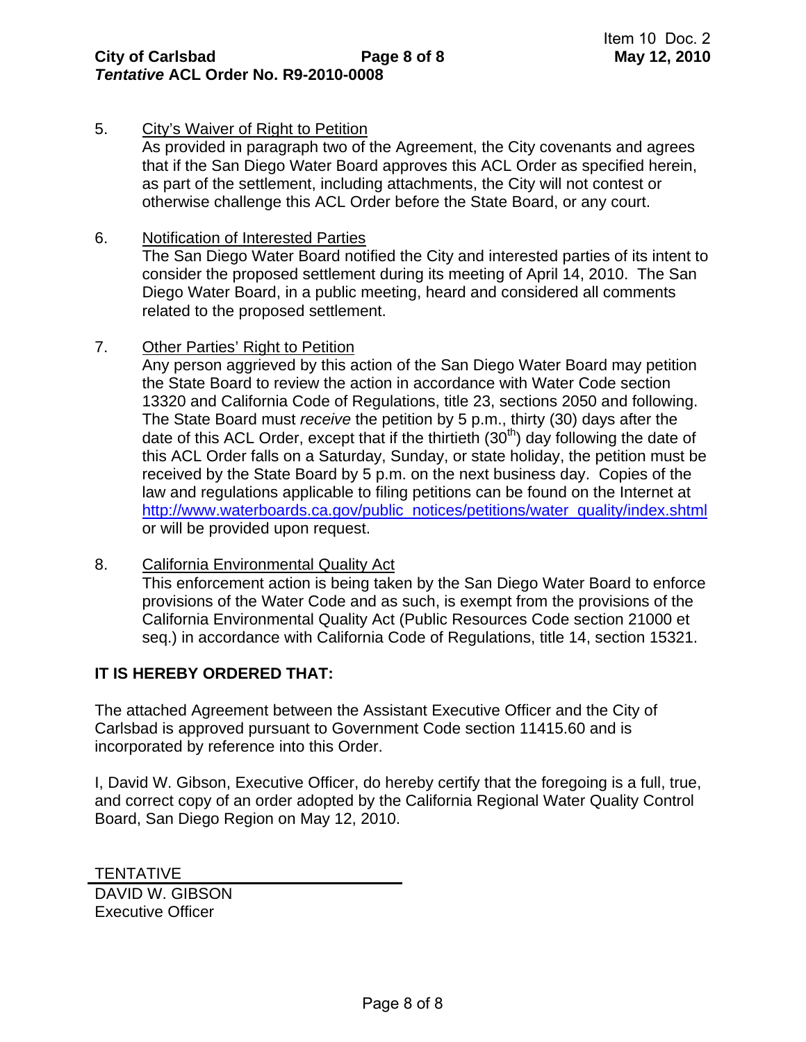5. <u>City's Waiver of Right to Petition</u>
   As provided in paragraph two of the Agreement, the City covenants and agrees that if the San Diego Water Board approves this ACL Order as specified herein, as part of the settlement, including attachments, the City will not contest or otherwise challenge this ACL Order before the State Board, or any court.

6. <u>Notification of Interested Parties</u>
   The San Diego Water Board notified the City and interested parties of its intent to consider the proposed settlement during its meeting of April 14, 2010. The San Diego Water Board, in a public meeting, heard and considered all comments related to the proposed settlement.

7. <u>Other Parties' Right to Petition</u>
   Any person aggrieved by this action of the San Diego Water Board may petition the State Board to review the action in accordance with Water Code section 13320 and California Code of Regulations, title 23, sections 2050 and following. The State Board must *receive* the petition by 5 p.m., thirty (30) days after the date of this ACL Order, except that if the thirtieth (30th) day following the date of this ACL Order falls on a Saturday, Sunday, or state holiday, the petition must be received by the State Board by 5 p.m. on the next business day. Copies of the law and regulations applicable to filing petitions can be found on the Internet at http://www.waterboards.ca.gov/public_notices/petitions/water_quality/index.shtml or will be provided upon request.

8. <u>California Environmental Quality Act</u>
   This enforcement action is being taken by the San Diego Water Board to enforce provisions of the Water Code and as such, is exempt from the provisions of the California Environmental Quality Act (Public Resources Code section 21000 et seq.) in accordance with California Code of Regulations, title 14, section 15321.

**IT IS HEREBY ORDERED THAT:**

The attached Agreement between the Assistant Executive Officer and the City of Carlsbad is approved pursuant to Government Code section 11415.60 and is incorporated by reference into this Order.

I, David W. Gibson, Executive Officer, do hereby certify that the foregoing is a full, true, and correct copy of an order adopted by the California Regional Water Quality Control Board, San Diego Region on May 12, 2010.

TENTATIVE

DAVID W. GIBSON
Executive Officer